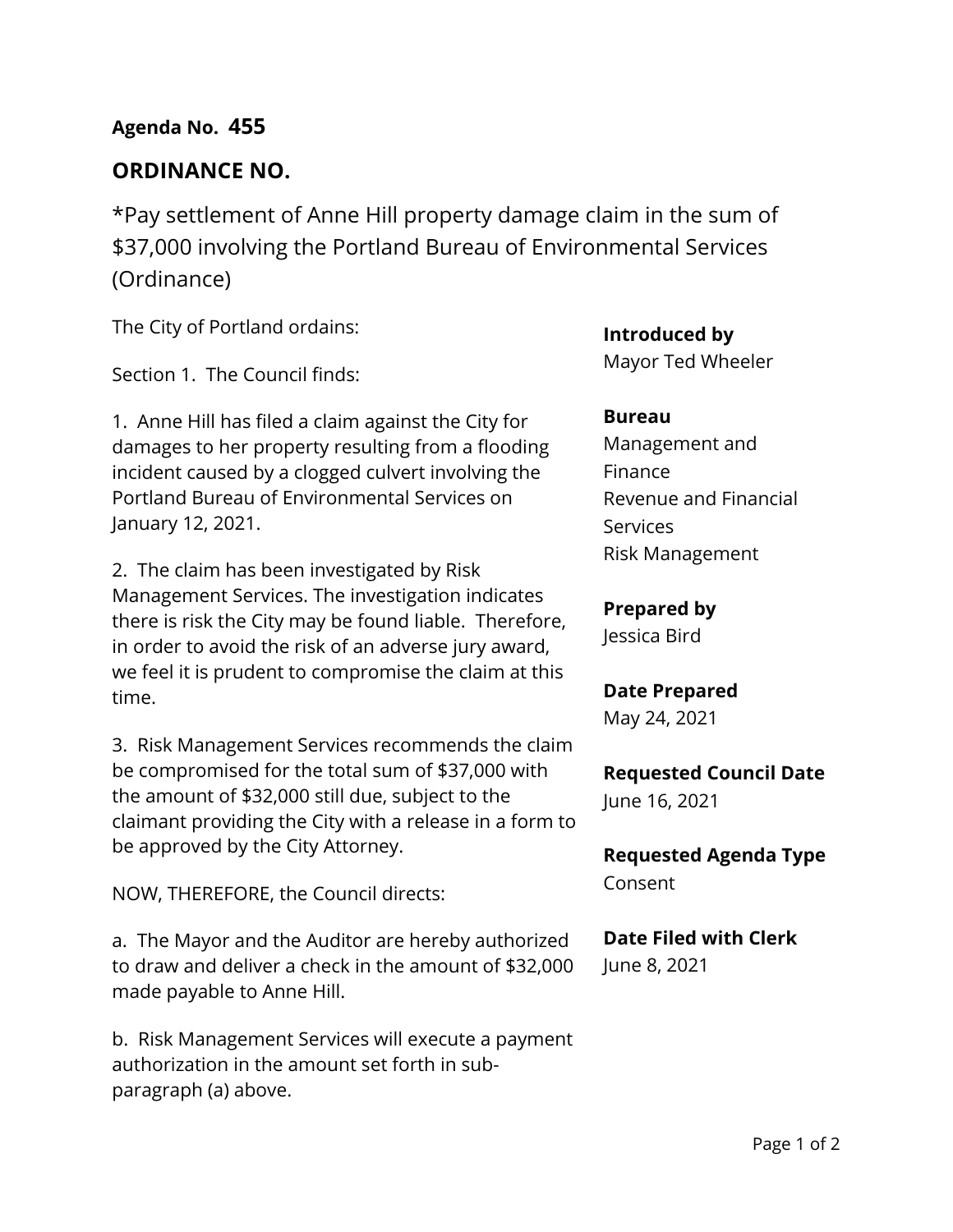**Agenda No. 455**

## ORDINANCE NO.

*Pay settlement of Anne Hill property damage claim in the sum of $37,000 involving the Portland Bureau of Environmental Services (Ordinance)

The City of Portland ordains:

Section 1. The Council finds:

1. Anne Hill has filed a claim against the City for damages to her property resulting from a flooding incident caused by a clogged culvert involving the Portland Bureau of Environmental Services on January 12, 2021.

2. The claim has been investigated by Risk Management Services. The investigation indicates there is risk the City may be found liable. Therefore, in order to avoid the risk of an adverse jury award, we feel it is prudent to compromise the claim at this time.

3. Risk Management Services recommends the claim be compromised for the total sum of $37,000 with the amount of $32,000 still due, subject to the claimant providing the City with a release in a form to be approved by the City Attorney.

NOW, THEREFORE, the Council directs:

a. The Mayor and the Auditor are hereby authorized to draw and deliver a check in the amount of $32,000 made payable to Anne Hill.

b. Risk Management Services will execute a payment authorization in the amount set forth in sub-paragraph (a) above.

**Introduced by**
Mayor Ted Wheeler

**Bureau**
Management and Finance
Revenue and Financial Services
Risk Management

**Prepared by**
Jessica Bird

**Date Prepared**
May 24, 2021

**Requested Council Date**
June 16, 2021

**Requested Agenda Type**
Consent

**Date Filed with Clerk**
June 8, 2021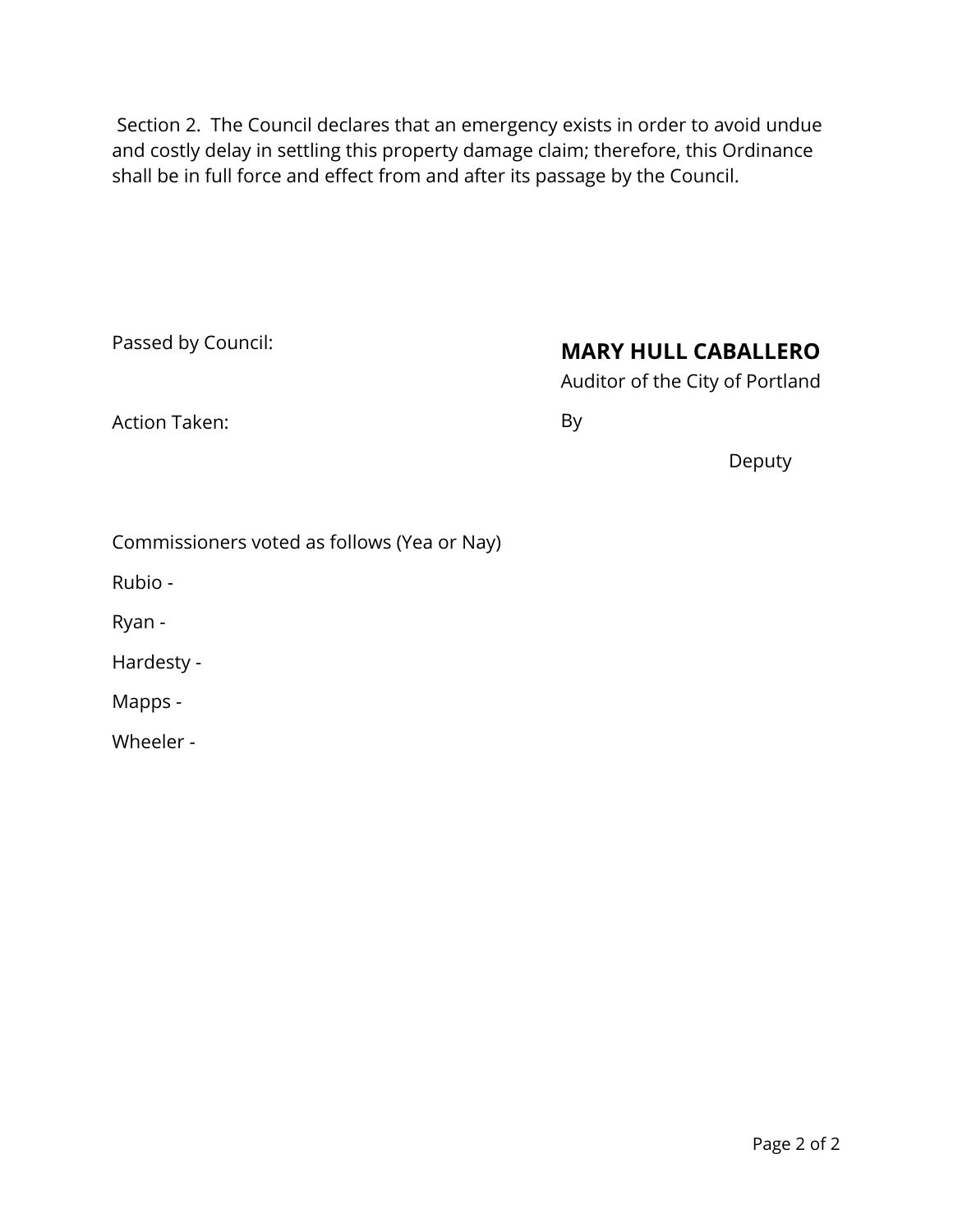Section 2. The Council declares that an emergency exists in order to avoid undue and costly delay in settling this property damage claim; therefore, this Ordinance shall be in full force and effect from and after its passage by the Council.

Passed by Council:

Action Taken:

**MARY HULL CABALLERO**

Auditor of the City of Portland

By

Deputy

Commissioners voted as follows (Yea or Nay)

Rubio -

Ryan -

Hardesty -

Mapps -

Wheeler -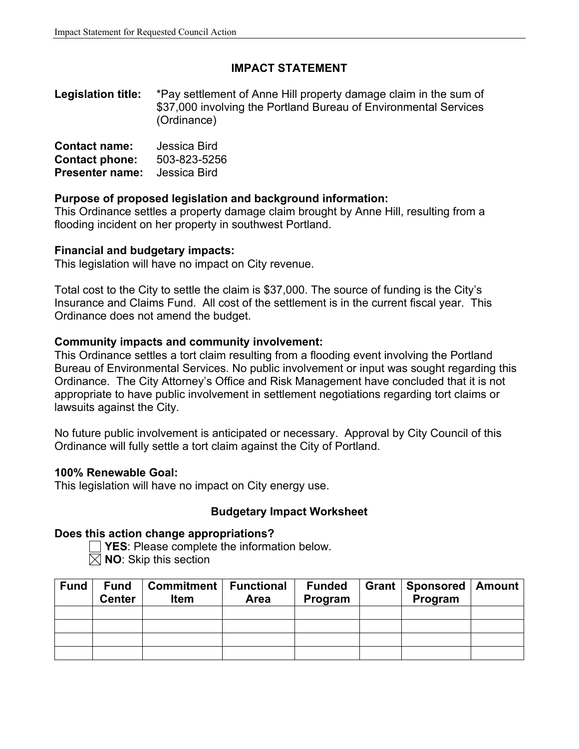## IMPACT STATEMENT

**Legislation title:** *Pay settlement of Anne Hill property damage claim in the sum of $37,000 involving the Portland Bureau of Environmental Services (Ordinance)

**Contact name:** Jessica Bird
**Contact phone:** 503-823-5256
**Presenter name:** Jessica Bird

**Purpose of proposed legislation and background information:**
This Ordinance settles a property damage claim brought by Anne Hill, resulting from a flooding incident on her property in southwest Portland.

**Financial and budgetary impacts:**
This legislation will have no impact on City revenue.

Total cost to the City to settle the claim is $37,000. The source of funding is the City's Insurance and Claims Fund. All cost of the settlement is in the current fiscal year. This Ordinance does not amend the budget.

**Community impacts and community involvement:**
This Ordinance settles a tort claim resulting from a flooding event involving the Portland Bureau of Environmental Services. No public involvement or input was sought regarding this Ordinance. The City Attorney's Office and Risk Management have concluded that it is not appropriate to have public involvement in settlement negotiations regarding tort claims or lawsuits against the City.

No future public involvement is anticipated or necessary. Approval by City Council of this Ordinance will fully settle a tort claim against the City of Portland.

**100% Renewable Goal:**
This legislation will have no impact on City energy use.

### Budgetary Impact Worksheet

**Does this action change appropriations?**

- ☐ **YES**: Please complete the information below.
- ☒ **NO**: Skip this section

| Fund | Fund Center | Commitment Item | Functional Area | Funded Program | Grant | Sponsored Program | Amount |
|---|---|---|---|---|---|---|---|
| | | | | | | | |
| | | | | | | | |
| | | | | | | | |
| | | | | | | | |